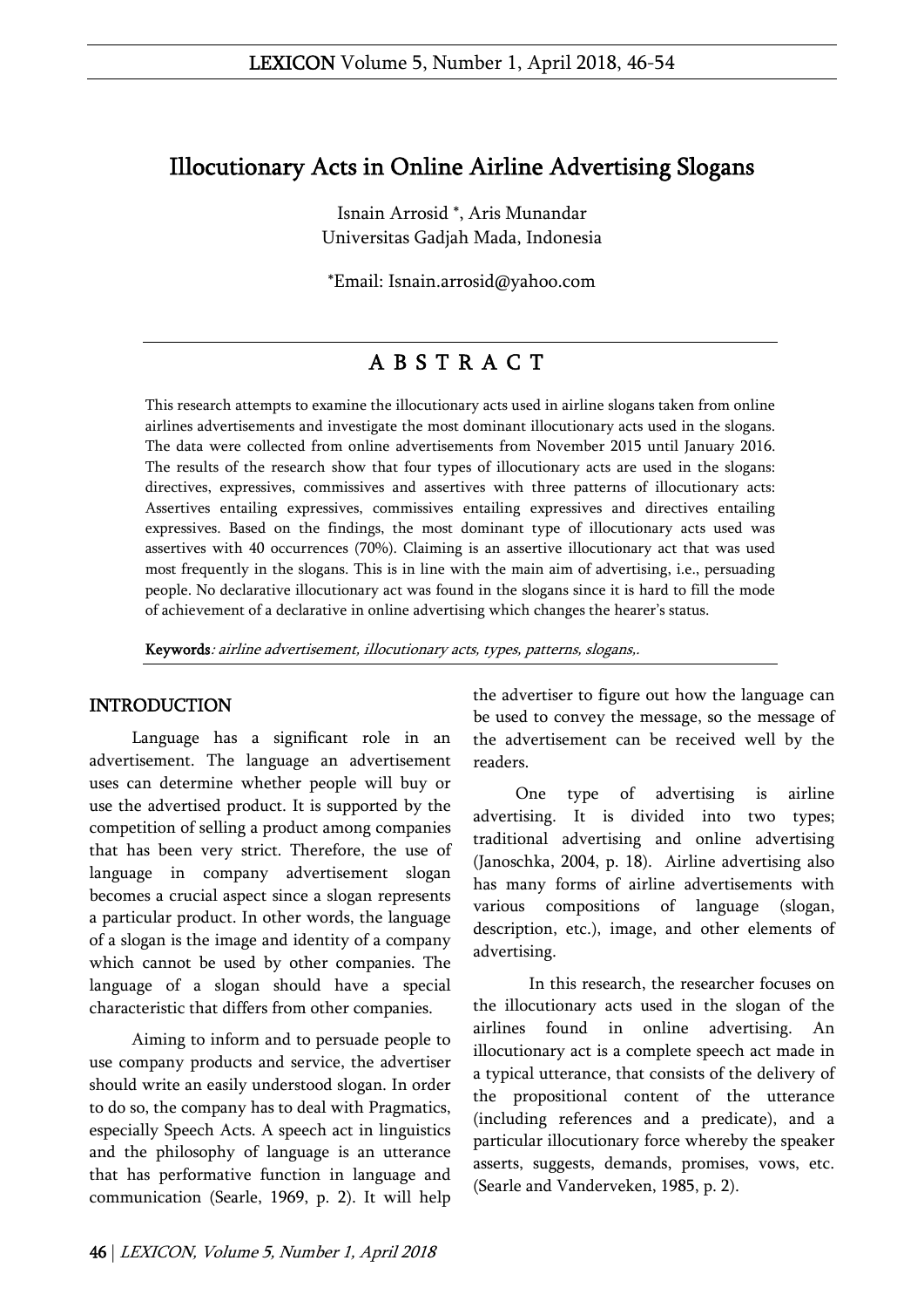# Illocutionary Acts in Online Airline Advertising Slogans

Isnain Arrosid *, Aris Munandar
Universitas Gadjah Mada, Indonesia

*Email: Isnain.arrosid@yahoo.com

## A B S T R A C T

This research attempts to examine the illocutionary acts used in airline slogans taken from online airlines advertisements and investigate the most dominant illocutionary acts used in the slogans. The data were collected from online advertisements from November 2015 until January 2016. The results of the research show that four types of illocutionary acts are used in the slogans: directives, expressives, commissives and assertives with three patterns of illocutionary acts: Assertives entailing expressives, commissives entailing expressives and directives entailing expressives. Based on the findings, the most dominant type of illocutionary acts used was assertives with 40 occurrences (70%). Claiming is an assertive illocutionary act that was used most frequently in the slogans. This is in line with the main aim of advertising, i.e., persuading people. No declarative illocutionary act was found in the slogans since it is hard to fill the mode of achievement of a declarative in online advertising which changes the hearer's status.

**Keywords**: *airline advertisement, illocutionary acts, types, patterns, slogans,.*

## INTRODUCTION

Language has a significant role in an advertisement. The language an advertisement uses can determine whether people will buy or use the advertised product. It is supported by the competition of selling a product among companies that has been very strict. Therefore, the use of language in company advertisement slogan becomes a crucial aspect since a slogan represents a particular product. In other words, the language of a slogan is the image and identity of a company which cannot be used by other companies. The language of a slogan should have a special characteristic that differs from other companies.

Aiming to inform and to persuade people to use company products and service, the advertiser should write an easily understood slogan. In order to do so, the company has to deal with Pragmatics, especially Speech Acts. A speech act in linguistics and the philosophy of language is an utterance that has performative function in language and communication (Searle, 1969, p. 2). It will help the advertiser to figure out how the language can be used to convey the message, so the message of the advertisement can be received well by the readers.

One type of advertising is airline advertising. It is divided into two types; traditional advertising and online advertising (Janoschka, 2004, p. 18). Airline advertising also has many forms of airline advertisements with various compositions of language (slogan, description, etc.), image, and other elements of advertising.

In this research, the researcher focuses on the illocutionary acts used in the slogan of the airlines found in online advertising. An illocutionary act is a complete speech act made in a typical utterance, that consists of the delivery of the propositional content of the utterance (including references and a predicate), and a particular illocutionary force whereby the speaker asserts, suggests, demands, promises, vows, etc. (Searle and Vanderveken, 1985, p. 2).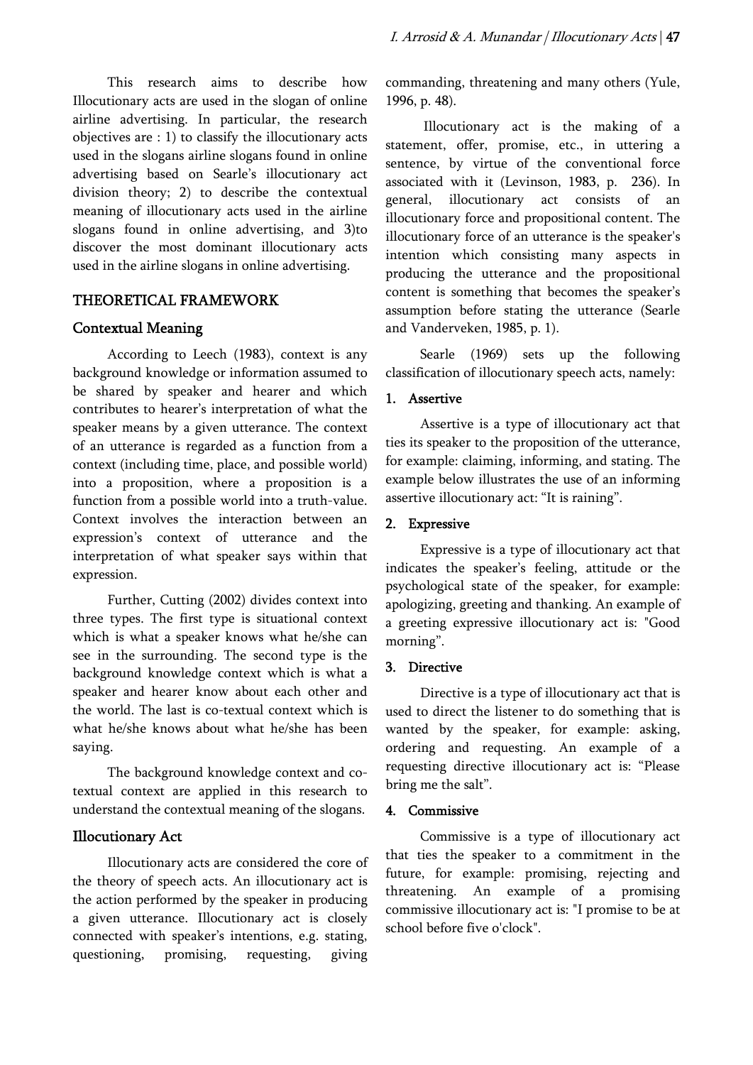This research aims to describe how Illocutionary acts are used in the slogan of online airline advertising. In particular, the research objectives are : 1) to classify the illocutionary acts used in the slogans airline slogans found in online advertising based on Searle's illocutionary act division theory; 2) to describe the contextual meaning of illocutionary acts used in the airline slogans found in online advertising, and 3)to discover the most dominant illocutionary acts used in the airline slogans in online advertising.

## THEORETICAL FRAMEWORK

### Contextual Meaning

According to Leech (1983), context is any background knowledge or information assumed to be shared by speaker and hearer and which contributes to hearer's interpretation of what the speaker means by a given utterance. The context of an utterance is regarded as a function from a context (including time, place, and possible world) into a proposition, where a proposition is a function from a possible world into a truth-value. Context involves the interaction between an expression's context of utterance and the interpretation of what speaker says within that expression.

Further, Cutting (2002) divides context into three types. The first type is situational context which is what a speaker knows what he/she can see in the surrounding. The second type is the background knowledge context which is what a speaker and hearer know about each other and the world. The last is co-textual context which is what he/she knows about what he/she has been saying.

The background knowledge context and co-textual context are applied in this research to understand the contextual meaning of the slogans.

### Illocutionary Act

Illocutionary acts are considered the core of the theory of speech acts. An illocutionary act is the action performed by the speaker in producing a given utterance. Illocutionary act is closely connected with speaker's intentions, e.g. stating, questioning, promising, requesting, giving commanding, threatening and many others (Yule, 1996, p. 48).

Illocutionary act is the making of a statement, offer, promise, etc., in uttering a sentence, by virtue of the conventional force associated with it (Levinson, 1983, p. 236). In general, illocutionary act consists of an illocutionary force and propositional content. The illocutionary force of an utterance is the speaker's intention which consisting many aspects in producing the utterance and the propositional content is something that becomes the speaker's assumption before stating the utterance (Searle and Vanderveken, 1985, p. 1).

Searle (1969) sets up the following classification of illocutionary speech acts, namely:

#### 1. Assertive

Assertive is a type of illocutionary act that ties its speaker to the proposition of the utterance, for example: claiming, informing, and stating. The example below illustrates the use of an informing assertive illocutionary act: "It is raining".

#### 2. Expressive

Expressive is a type of illocutionary act that indicates the speaker's feeling, attitude or the psychological state of the speaker, for example: apologizing, greeting and thanking. An example of a greeting expressive illocutionary act is: "Good morning".

#### 3. Directive

Directive is a type of illocutionary act that is used to direct the listener to do something that is wanted by the speaker, for example: asking, ordering and requesting. An example of a requesting directive illocutionary act is: "Please bring me the salt".

#### 4. Commissive

Commissive is a type of illocutionary act that ties the speaker to a commitment in the future, for example: promising, rejecting and threatening. An example of a promising commissive illocutionary act is: "I promise to be at school before five o'clock".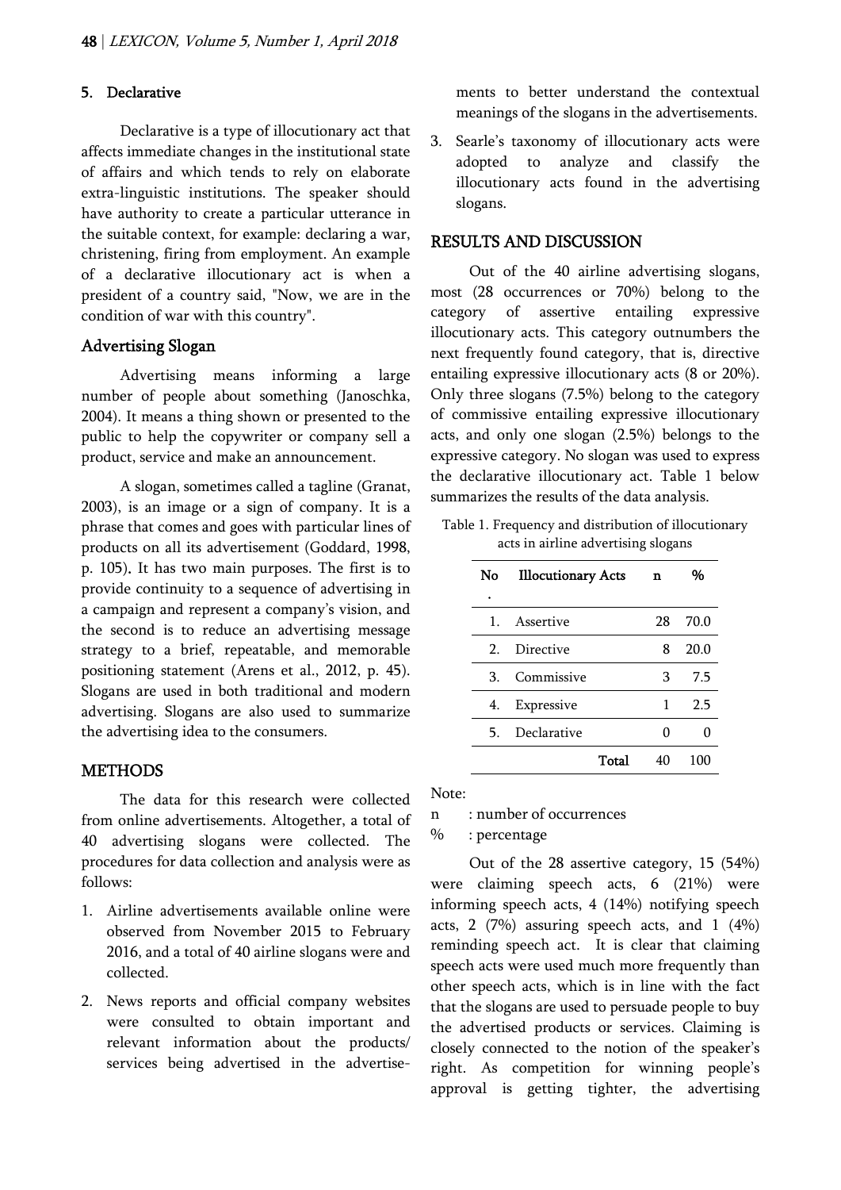### 5. Declarative

Declarative is a type of illocutionary act that affects immediate changes in the institutional state of affairs and which tends to rely on elaborate extra-linguistic institutions. The speaker should have authority to create a particular utterance in the suitable context, for example: declaring a war, christening, firing from employment. An example of a declarative illocutionary act is when a president of a country said, "Now, we are in the condition of war with this country".

## Advertising Slogan

Advertising means informing a large number of people about something (Janoschka, 2004). It means a thing shown or presented to the public to help the copywriter or company sell a product, service and make an announcement.

A slogan, sometimes called a tagline (Granat, 2003), is an image or a sign of company. It is a phrase that comes and goes with particular lines of products on all its advertisement (Goddard, 1998, p. 105). It has two main purposes. The first is to provide continuity to a sequence of advertising in a campaign and represent a company's vision, and the second is to reduce an advertising message strategy to a brief, repeatable, and memorable positioning statement (Arens et al., 2012, p. 45). Slogans are used in both traditional and modern advertising. Slogans are also used to summarize the advertising idea to the consumers.

## METHODS

The data for this research were collected from online advertisements. Altogether, a total of 40 advertising slogans were collected. The procedures for data collection and analysis were as follows:

1. Airline advertisements available online were observed from November 2015 to February 2016, and a total of 40 airline slogans were and collected.
2. News reports and official company websites were consulted to obtain important and relevant information about the products/ services being advertised in the advertisements to better understand the contextual meanings of the slogans in the advertisements.
3. Searle's taxonomy of illocutionary acts were adopted to analyze and classify the illocutionary acts found in the advertising slogans.

## RESULTS AND DISCUSSION

Out of the 40 airline advertising slogans, most (28 occurrences or 70%) belong to the category of assertive entailing expressive illocutionary acts. This category outnumbers the next frequently found category, that is, directive entailing expressive illocutionary acts (8 or 20%). Only three slogans (7.5%) belong to the category of commissive entailing expressive illocutionary acts, and only one slogan (2.5%) belongs to the expressive category. No slogan was used to express the declarative illocutionary act. Table 1 below summarizes the results of the data analysis.

Table 1. Frequency and distribution of illocutionary acts in airline advertising slogans

| No. | Illocutionary Acts | n | % |
|---|---|---|---|
| 1. | Assertive | 28 | 70.0 |
| 2. | Directive | 8 | 20.0 |
| 3. | Commissive | 3 | 7.5 |
| 4. | Expressive | 1 | 2.5 |
| 5. | Declarative | 0 | 0 |
| | Total | 40 | 100 |

Note:

n : number of occurrences

% : percentage

Out of the 28 assertive category, 15 (54%) were claiming speech acts, 6 (21%) were informing speech acts, 4 (14%) notifying speech acts, 2 (7%) assuring speech acts, and 1 (4%) reminding speech act. It is clear that claiming speech acts were used much more frequently than other speech acts, which is in line with the fact that the slogans are used to persuade people to buy the advertised products or services. Claiming is closely connected to the notion of the speaker's right. As competition for winning people's approval is getting tighter, the advertising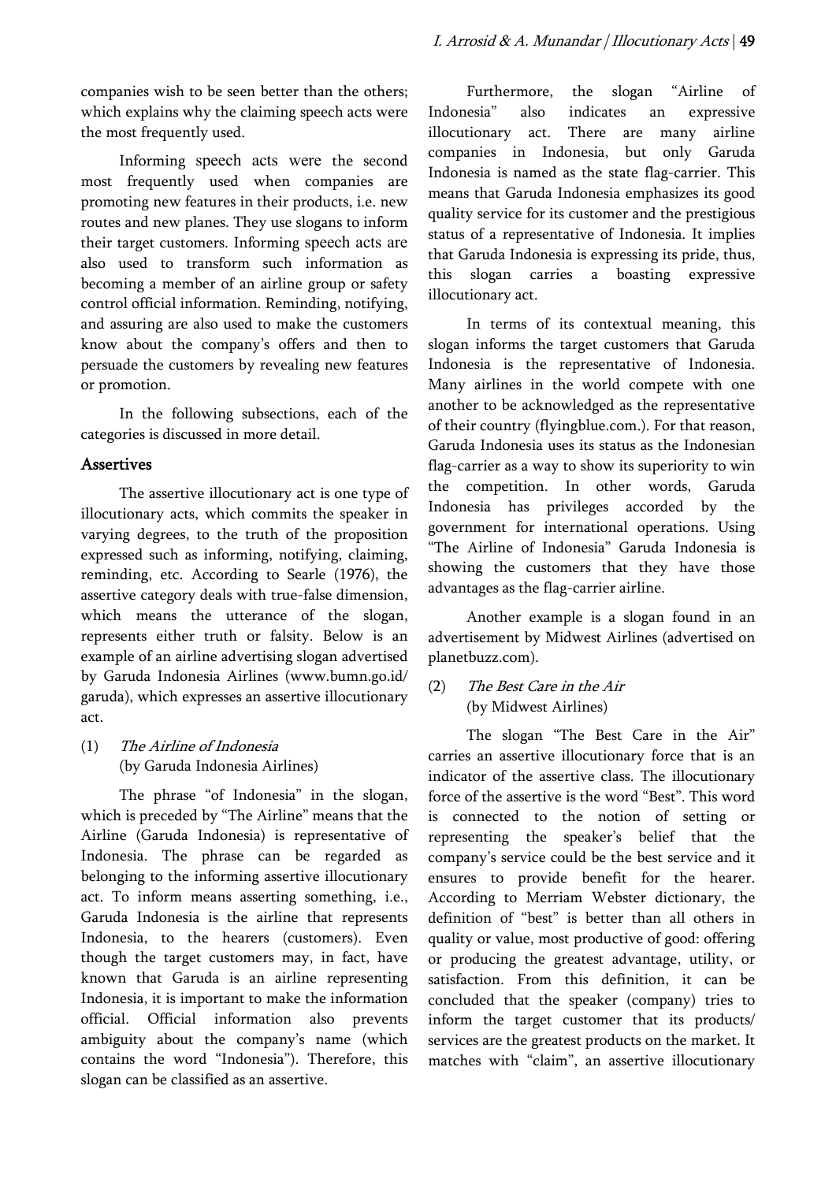companies wish to be seen better than the others; which explains why the claiming speech acts were the most frequently used.

Informing speech acts were the second most frequently used when companies are promoting new features in their products, i.e. new routes and new planes. They use slogans to inform their target customers. Informing speech acts are also used to transform such information as becoming a member of an airline group or safety control official information. Reminding, notifying, and assuring are also used to make the customers know about the company's offers and then to persuade the customers by revealing new features or promotion.

In the following subsections, each of the categories is discussed in more detail.

### Assertives

The assertive illocutionary act is one type of illocutionary acts, which commits the speaker in varying degrees, to the truth of the proposition expressed such as informing, notifying, claiming, reminding, etc. According to Searle (1976), the assertive category deals with true-false dimension, which means the utterance of the slogan, represents either truth or falsity. Below is an example of an airline advertising slogan advertised by Garuda Indonesia Airlines (www.bumn.go.id/garuda), which expresses an assertive illocutionary act.

(1) *The Airline of Indonesia*
(by Garuda Indonesia Airlines)

The phrase "of Indonesia" in the slogan, which is preceded by "The Airline" means that the Airline (Garuda Indonesia) is representative of Indonesia. The phrase can be regarded as belonging to the informing assertive illocutionary act. To inform means asserting something, i.e., Garuda Indonesia is the airline that represents Indonesia, to the hearers (customers). Even though the target customers may, in fact, have known that Garuda is an airline representing Indonesia, it is important to make the information official. Official information also prevents ambiguity about the company's name (which contains the word "Indonesia"). Therefore, this slogan can be classified as an assertive.

Furthermore, the slogan "Airline of Indonesia" also indicates an expressive illocutionary act. There are many airline companies in Indonesia, but only Garuda Indonesia is named as the state flag-carrier. This means that Garuda Indonesia emphasizes its good quality service for its customer and the prestigious status of a representative of Indonesia. It implies that Garuda Indonesia is expressing its pride, thus, this slogan carries a boasting expressive illocutionary act.

In terms of its contextual meaning, this slogan informs the target customers that Garuda Indonesia is the representative of Indonesia. Many airlines in the world compete with one another to be acknowledged as the representative of their country (flyingblue.com.). For that reason, Garuda Indonesia uses its status as the Indonesian flag-carrier as a way to show its superiority to win the competition. In other words, Garuda Indonesia has privileges accorded by the government for international operations. Using "The Airline of Indonesia" Garuda Indonesia is showing the customers that they have those advantages as the flag-carrier airline.

Another example is a slogan found in an advertisement by Midwest Airlines (advertised on planetbuzz.com).

(2) *The Best Care in the Air*
(by Midwest Airlines)

The slogan "The Best Care in the Air" carries an assertive illocutionary force that is an indicator of the assertive class. The illocutionary force of the assertive is the word "Best". This word is connected to the notion of setting or representing the speaker's belief that the company's service could be the best service and it ensures to provide benefit for the hearer. According to Merriam Webster dictionary, the definition of "best" is better than all others in quality or value, most productive of good: offering or producing the greatest advantage, utility, or satisfaction. From this definition, it can be concluded that the speaker (company) tries to inform the target customer that its products/ services are the greatest products on the market. It matches with "claim", an assertive illocutionary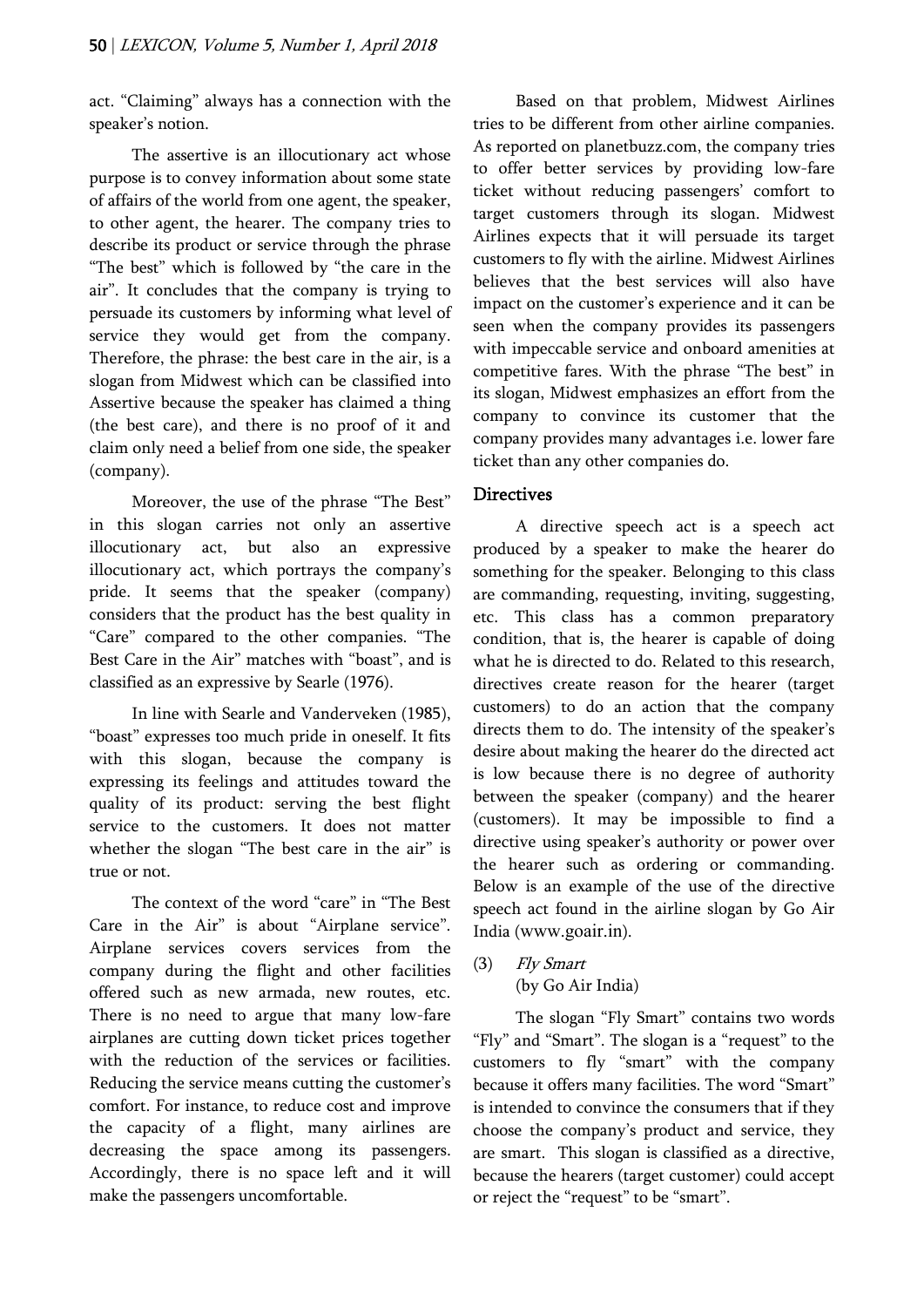act. "Claiming" always has a connection with the speaker's notion.

The assertive is an illocutionary act whose purpose is to convey information about some state of affairs of the world from one agent, the speaker, to other agent, the hearer. The company tries to describe its product or service through the phrase "The best" which is followed by "the care in the air". It concludes that the company is trying to persuade its customers by informing what level of service they would get from the company. Therefore, the phrase: the best care in the air, is a slogan from Midwest which can be classified into Assertive because the speaker has claimed a thing (the best care), and there is no proof of it and claim only need a belief from one side, the speaker (company).

Moreover, the use of the phrase "The Best" in this slogan carries not only an assertive illocutionary act, but also an expressive illocutionary act, which portrays the company's pride. It seems that the speaker (company) considers that the product has the best quality in "Care" compared to the other companies. "The Best Care in the Air" matches with "boast", and is classified as an expressive by Searle (1976).

In line with Searle and Vanderveken (1985), "boast" expresses too much pride in oneself. It fits with this slogan, because the company is expressing its feelings and attitudes toward the quality of its product: serving the best flight service to the customers. It does not matter whether the slogan "The best care in the air" is true or not.

The context of the word "care" in "The Best Care in the Air" is about "Airplane service". Airplane services covers services from the company during the flight and other facilities offered such as new armada, new routes, etc. There is no need to argue that many low-fare airplanes are cutting down ticket prices together with the reduction of the services or facilities. Reducing the service means cutting the customer's comfort. For instance, to reduce cost and improve the capacity of a flight, many airlines are decreasing the space among its passengers. Accordingly, there is no space left and it will make the passengers uncomfortable.

Based on that problem, Midwest Airlines tries to be different from other airline companies. As reported on planetbuzz.com, the company tries to offer better services by providing low-fare ticket without reducing passengers' comfort to target customers through its slogan. Midwest Airlines expects that it will persuade its target customers to fly with the airline. Midwest Airlines believes that the best services will also have impact on the customer's experience and it can be seen when the company provides its passengers with impeccable service and onboard amenities at competitive fares. With the phrase "The best" in its slogan, Midwest emphasizes an effort from the company to convince its customer that the company provides many advantages i.e. lower fare ticket than any other companies do.

### Directives

A directive speech act is a speech act produced by a speaker to make the hearer do something for the speaker. Belonging to this class are commanding, requesting, inviting, suggesting, etc. This class has a common preparatory condition, that is, the hearer is capable of doing what he is directed to do. Related to this research, directives create reason for the hearer (target customers) to do an action that the company directs them to do. The intensity of the speaker's desire about making the hearer do the directed act is low because there is no degree of authority between the speaker (company) and the hearer (customers). It may be impossible to find a directive using speaker's authority or power over the hearer such as ordering or commanding. Below is an example of the use of the directive speech act found in the airline slogan by Go Air India (www.goair.in).

(3) *Fly Smart*
(by Go Air India)

The slogan "Fly Smart" contains two words "Fly" and "Smart". The slogan is a "request" to the customers to fly "smart" with the company because it offers many facilities. The word "Smart" is intended to convince the consumers that if they choose the company's product and service, they are smart. This slogan is classified as a directive, because the hearers (target customer) could accept or reject the "request" to be "smart".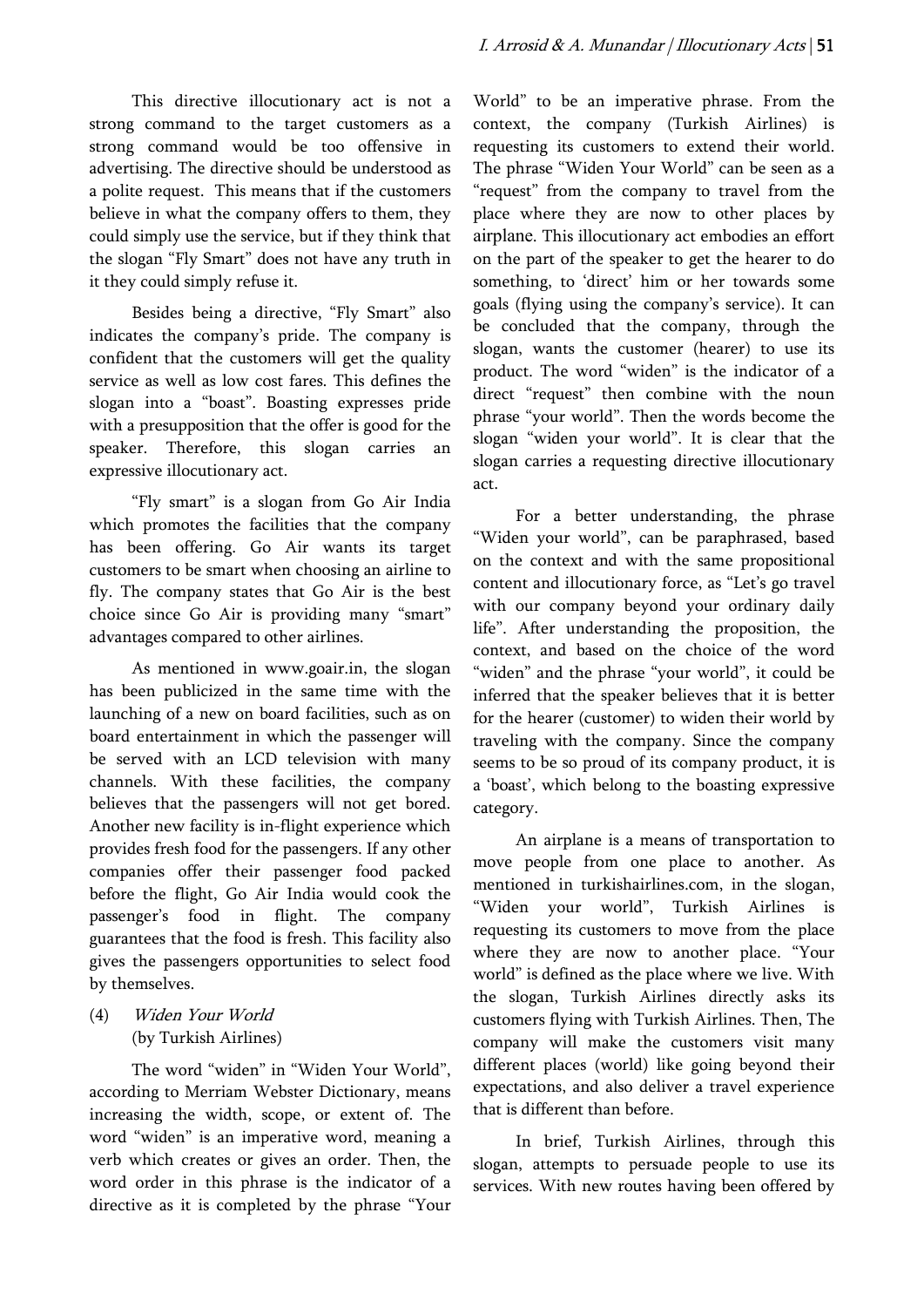This directive illocutionary act is not a strong command to the target customers as a strong command would be too offensive in advertising. The directive should be understood as a polite request. This means that if the customers believe in what the company offers to them, they could simply use the service, but if they think that the slogan "Fly Smart" does not have any truth in it they could simply refuse it.

Besides being a directive, "Fly Smart" also indicates the company's pride. The company is confident that the customers will get the quality service as well as low cost fares. This defines the slogan into a "boast". Boasting expresses pride with a presupposition that the offer is good for the speaker. Therefore, this slogan carries an expressive illocutionary act.

"Fly smart" is a slogan from Go Air India which promotes the facilities that the company has been offering. Go Air wants its target customers to be smart when choosing an airline to fly. The company states that Go Air is the best choice since Go Air is providing many "smart" advantages compared to other airlines.

As mentioned in www.goair.in, the slogan has been publicized in the same time with the launching of a new on board facilities, such as on board entertainment in which the passenger will be served with an LCD television with many channels. With these facilities, the company believes that the passengers will not get bored. Another new facility is in-flight experience which provides fresh food for the passengers. If any other companies offer their passenger food packed before the flight, Go Air India would cook the passenger's food in flight. The company guarantees that the food is fresh. This facility also gives the passengers opportunities to select food by themselves.

(4) *Widen Your World*
(by Turkish Airlines)

The word "widen" in "Widen Your World", according to Merriam Webster Dictionary, means increasing the width, scope, or extent of. The word "widen" is an imperative word, meaning a verb which creates or gives an order. Then, the word order in this phrase is the indicator of a directive as it is completed by the phrase "Your World" to be an imperative phrase. From the context, the company (Turkish Airlines) is requesting its customers to extend their world. The phrase "Widen Your World" can be seen as a "request" from the company to travel from the place where they are now to other places by airplane. This illocutionary act embodies an effort on the part of the speaker to get the hearer to do something, to 'direct' him or her towards some goals (flying using the company's service). It can be concluded that the company, through the slogan, wants the customer (hearer) to use its product. The word "widen" is the indicator of a direct "request" then combine with the noun phrase "your world". Then the words become the slogan "widen your world". It is clear that the slogan carries a requesting directive illocutionary act.

For a better understanding, the phrase "Widen your world", can be paraphrased, based on the context and with the same propositional content and illocutionary force, as "Let's go travel with our company beyond your ordinary daily life". After understanding the proposition, the context, and based on the choice of the word "widen" and the phrase "your world", it could be inferred that the speaker believes that it is better for the hearer (customer) to widen their world by traveling with the company. Since the company seems to be so proud of its company product, it is a 'boast', which belong to the boasting expressive category.

An airplane is a means of transportation to move people from one place to another. As mentioned in turkishairlines.com, in the slogan, "Widen your world", Turkish Airlines is requesting its customers to move from the place where they are now to another place. "Your world" is defined as the place where we live. With the slogan, Turkish Airlines directly asks its customers flying with Turkish Airlines. Then, The company will make the customers visit many different places (world) like going beyond their expectations, and also deliver a travel experience that is different than before.

In brief, Turkish Airlines, through this slogan, attempts to persuade people to use its services. With new routes having been offered by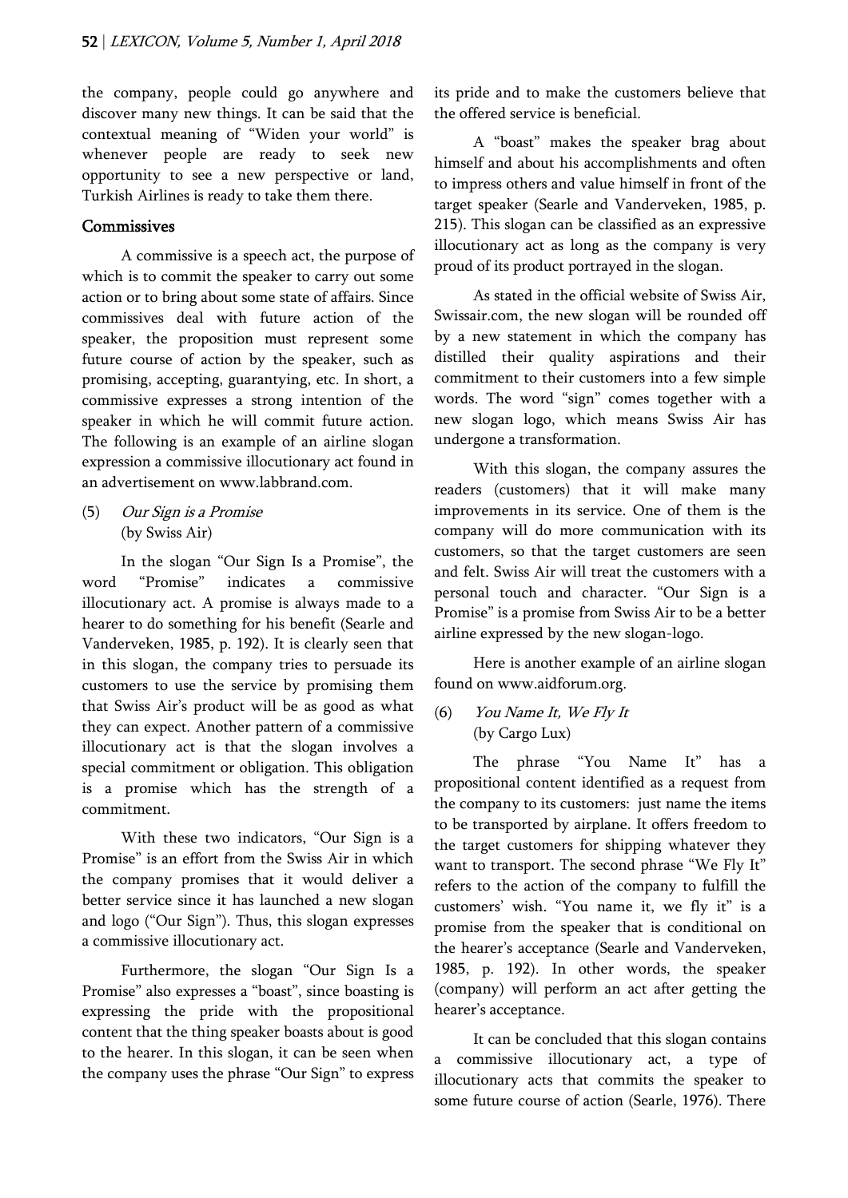the company, people could go anywhere and discover many new things. It can be said that the contextual meaning of "Widen your world" is whenever people are ready to seek new opportunity to see a new perspective or land, Turkish Airlines is ready to take them there.

### Commissives

A commissive is a speech act, the purpose of which is to commit the speaker to carry out some action or to bring about some state of affairs. Since commissives deal with future action of the speaker, the proposition must represent some future course of action by the speaker, such as promising, accepting, guarantying, etc. In short, a commissive expresses a strong intention of the speaker in which he will commit future action. The following is an example of an airline slogan expression a commissive illocutionary act found in an advertisement on www.labbrand.com.

(5) *Our Sign is a Promise*
(by Swiss Air)

In the slogan "Our Sign Is a Promise", the word "Promise" indicates a commissive illocutionary act. A promise is always made to a hearer to do something for his benefit (Searle and Vanderveken, 1985, p. 192). It is clearly seen that in this slogan, the company tries to persuade its customers to use the service by promising them that Swiss Air's product will be as good as what they can expect. Another pattern of a commissive illocutionary act is that the slogan involves a special commitment or obligation. This obligation is a promise which has the strength of a commitment.

With these two indicators, "Our Sign is a Promise" is an effort from the Swiss Air in which the company promises that it would deliver a better service since it has launched a new slogan and logo ("Our Sign"). Thus, this slogan expresses a commissive illocutionary act.

Furthermore, the slogan "Our Sign Is a Promise" also expresses a "boast", since boasting is expressing the pride with the propositional content that the thing speaker boasts about is good to the hearer. In this slogan, it can be seen when the company uses the phrase "Our Sign" to express its pride and to make the customers believe that the offered service is beneficial.

A "boast" makes the speaker brag about himself and about his accomplishments and often to impress others and value himself in front of the target speaker (Searle and Vanderveken, 1985, p. 215). This slogan can be classified as an expressive illocutionary act as long as the company is very proud of its product portrayed in the slogan.

As stated in the official website of Swiss Air, Swissair.com, the new slogan will be rounded off by a new statement in which the company has distilled their quality aspirations and their commitment to their customers into a few simple words. The word "sign" comes together with a new slogan logo, which means Swiss Air has undergone a transformation.

With this slogan, the company assures the readers (customers) that it will make many improvements in its service. One of them is the company will do more communication with its customers, so that the target customers are seen and felt. Swiss Air will treat the customers with a personal touch and character. "Our Sign is a Promise" is a promise from Swiss Air to be a better airline expressed by the new slogan-logo.

Here is another example of an airline slogan found on www.aidforum.org.

(6) *You Name It, We Fly It*
(by Cargo Lux)

The phrase "You Name It" has a propositional content identified as a request from the company to its customers: just name the items to be transported by airplane. It offers freedom to the target customers for shipping whatever they want to transport. The second phrase "We Fly It" refers to the action of the company to fulfill the customers' wish. "You name it, we fly it" is a promise from the speaker that is conditional on the hearer's acceptance (Searle and Vanderveken, 1985, p. 192). In other words, the speaker (company) will perform an act after getting the hearer's acceptance.

It can be concluded that this slogan contains a commissive illocutionary act, a type of illocutionary acts that commits the speaker to some future course of action (Searle, 1976). There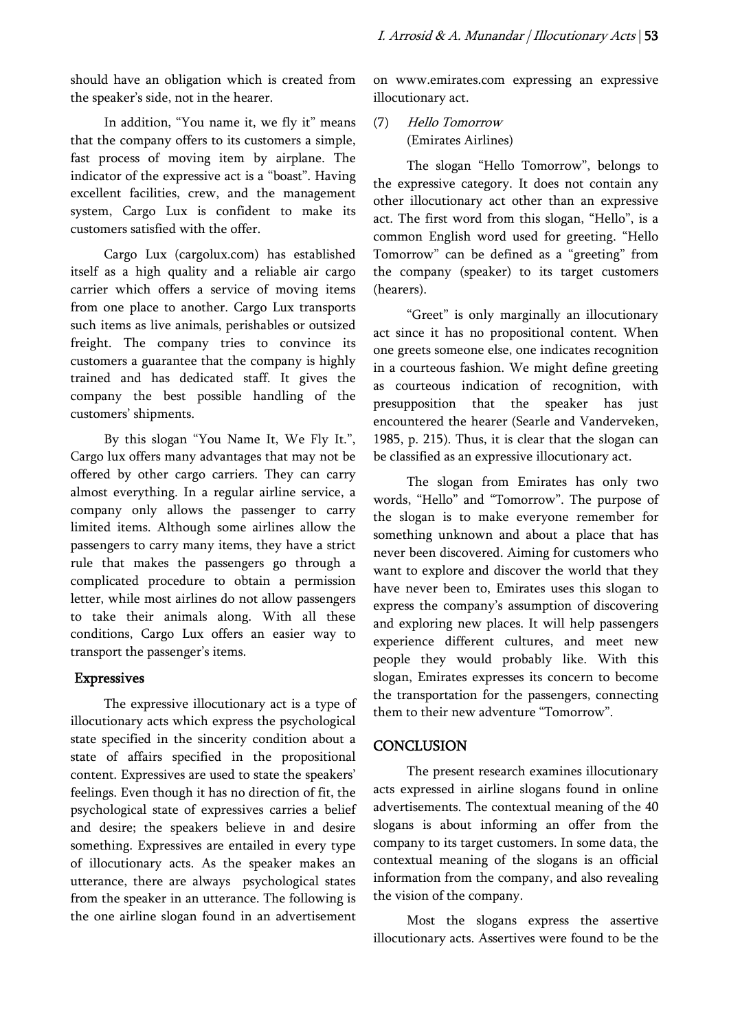should have an obligation which is created from the speaker's side, not in the hearer.

In addition, "You name it, we fly it" means that the company offers to its customers a simple, fast process of moving item by airplane. The indicator of the expressive act is a "boast". Having excellent facilities, crew, and the management system, Cargo Lux is confident to make its customers satisfied with the offer.

Cargo Lux (cargolux.com) has established itself as a high quality and a reliable air cargo carrier which offers a service of moving items from one place to another. Cargo Lux transports such items as live animals, perishables or outsized freight. The company tries to convince its customers a guarantee that the company is highly trained and has dedicated staff. It gives the company the best possible handling of the customers' shipments.

By this slogan "You Name It, We Fly It.", Cargo lux offers many advantages that may not be offered by other cargo carriers. They can carry almost everything. In a regular airline service, a company only allows the passenger to carry limited items. Although some airlines allow the passengers to carry many items, they have a strict rule that makes the passengers go through a complicated procedure to obtain a permission letter, while most airlines do not allow passengers to take their animals along. With all these conditions, Cargo Lux offers an easier way to transport the passenger's items.

## Expressives

The expressive illocutionary act is a type of illocutionary acts which express the psychological state specified in the sincerity condition about a state of affairs specified in the propositional content. Expressives are used to state the speakers' feelings. Even though it has no direction of fit, the psychological state of expressives carries a belief and desire; the speakers believe in and desire something. Expressives are entailed in every type of illocutionary acts. As the speaker makes an utterance, there are always psychological states from the speaker in an utterance. The following is the one airline slogan found in an advertisement on www.emirates.com expressing an expressive illocutionary act.

(7) *Hello Tomorrow*
(Emirates Airlines)

The slogan "Hello Tomorrow", belongs to the expressive category. It does not contain any other illocutionary act other than an expressive act. The first word from this slogan, "Hello", is a common English word used for greeting. "Hello Tomorrow" can be defined as a "greeting" from the company (speaker) to its target customers (hearers).

"Greet" is only marginally an illocutionary act since it has no propositional content. When one greets someone else, one indicates recognition in a courteous fashion. We might define greeting as courteous indication of recognition, with presupposition that the speaker has just encountered the hearer (Searle and Vanderveken, 1985, p. 215). Thus, it is clear that the slogan can be classified as an expressive illocutionary act.

The slogan from Emirates has only two words, "Hello" and "Tomorrow". The purpose of the slogan is to make everyone remember for something unknown and about a place that has never been discovered. Aiming for customers who want to explore and discover the world that they have never been to, Emirates uses this slogan to express the company's assumption of discovering and exploring new places. It will help passengers experience different cultures, and meet new people they would probably like. With this slogan, Emirates expresses its concern to become the transportation for the passengers, connecting them to their new adventure "Tomorrow".

## CONCLUSION

The present research examines illocutionary acts expressed in airline slogans found in online advertisements. The contextual meaning of the 40 slogans is about informing an offer from the company to its target customers. In some data, the contextual meaning of the slogans is an official information from the company, and also revealing the vision of the company.

Most the slogans express the assertive illocutionary acts. Assertives were found to be the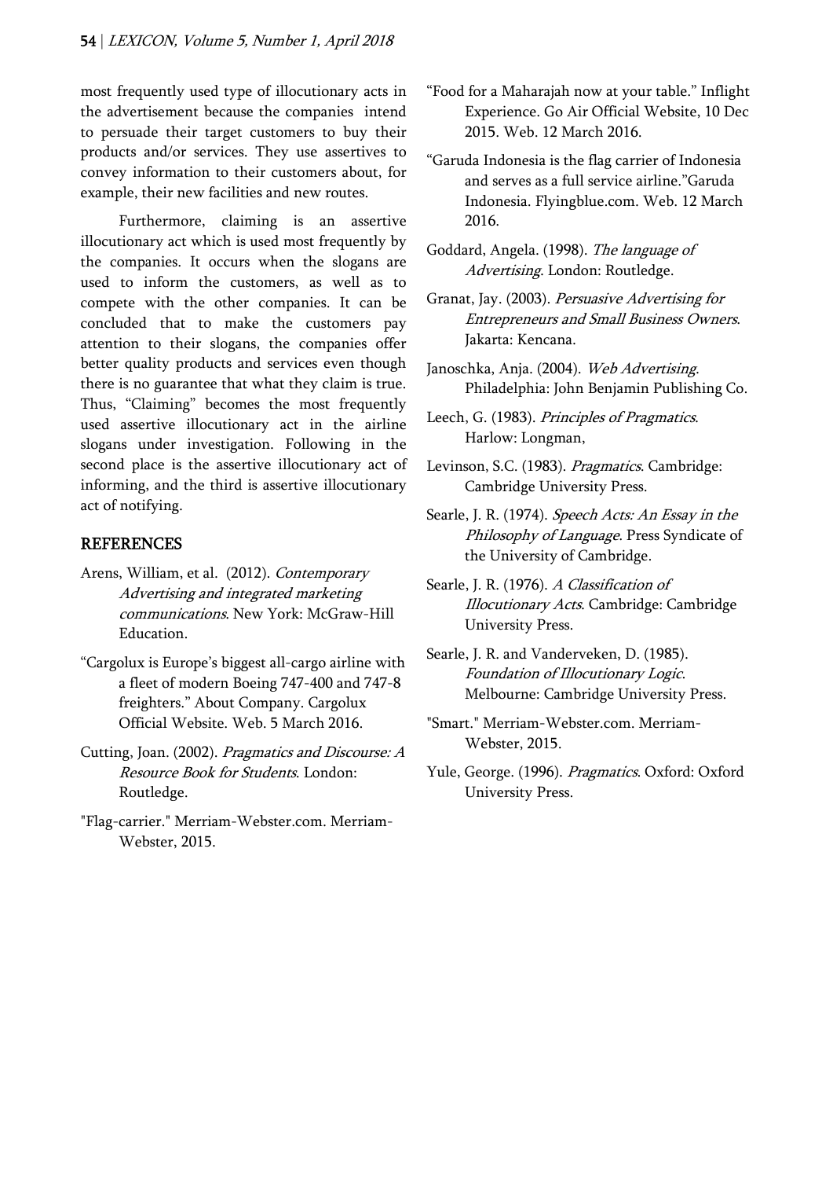most frequently used type of illocutionary acts in the advertisement because the companies intend to persuade their target customers to buy their products and/or services. They use assertives to convey information to their customers about, for example, their new facilities and new routes.

Furthermore, claiming is an assertive illocutionary act which is used most frequently by the companies. It occurs when the slogans are used to inform the customers, as well as to compete with the other companies. It can be concluded that to make the customers pay attention to their slogans, the companies offer better quality products and services even though there is no guarantee that what they claim is true. Thus, "Claiming" becomes the most frequently used assertive illocutionary act in the airline slogans under investigation. Following in the second place is the assertive illocutionary act of informing, and the third is assertive illocutionary act of notifying.

## REFERENCES

Arens, William, et al. (2012). *Contemporary Advertising and integrated marketing communications*. New York: McGraw-Hill Education.

"Cargolux is Europe's biggest all-cargo airline with a fleet of modern Boeing 747-400 and 747-8 freighters." About Company. Cargolux Official Website. Web. 5 March 2016.

Cutting, Joan. (2002). *Pragmatics and Discourse: A Resource Book for Students*. London: Routledge.

"Flag-carrier." Merriam-Webster.com. Merriam-Webster, 2015.

"Food for a Maharajah now at your table." Inflight Experience. Go Air Official Website, 10 Dec 2015. Web. 12 March 2016.

"Garuda Indonesia is the flag carrier of Indonesia and serves as a full service airline."Garuda Indonesia. Flyingblue.com. Web. 12 March 2016.

Goddard, Angela. (1998). *The language of Advertising*. London: Routledge.

Granat, Jay. (2003). *Persuasive Advertising for Entrepreneurs and Small Business Owners*. Jakarta: Kencana.

Janoschka, Anja. (2004). *Web Advertising*. Philadelphia: John Benjamin Publishing Co.

Leech, G. (1983). *Principles of Pragmatics*. Harlow: Longman,

Levinson, S.C. (1983). *Pragmatics*. Cambridge: Cambridge University Press.

Searle, J. R. (1974). *Speech Acts: An Essay in the Philosophy of Language*. Press Syndicate of the University of Cambridge.

Searle, J. R. (1976). *A Classification of Illocutionary Acts*. Cambridge: Cambridge University Press.

Searle, J. R. and Vanderveken, D. (1985). *Foundation of Illocutionary Logic*. Melbourne: Cambridge University Press.

"Smart." Merriam-Webster.com. Merriam-Webster, 2015.

Yule, George. (1996). *Pragmatics*. Oxford: Oxford University Press.